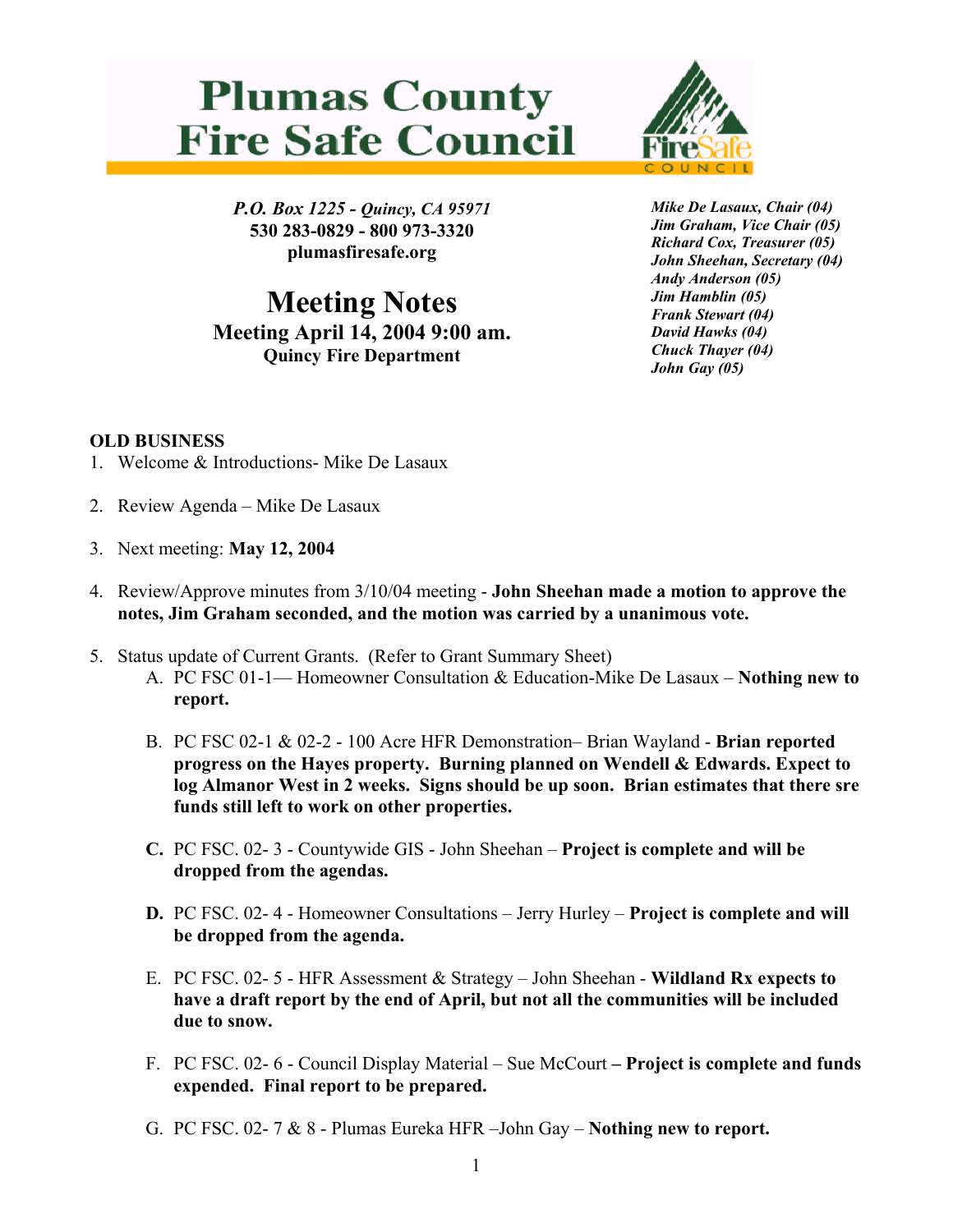# Plumas County Fire Safe Council

*P.O. Box 1225 - Quincy, CA 95971*
**530 283-0829 - 800 973-3320**
**plumasfiresafe.org**

*Mike De Lasaux, Chair (04)*
*Jim Graham, Vice Chair (05)*
*Richard Cox, Treasurer (05)*
*John Sheehan, Secretary (04)*
*Andy Anderson (05)*
*Jim Hamblin (05)*
*Frank Stewart (04)*
*David Hawks (04)*
*Chuck Thayer (04)*
*John Gay (05)*

## Meeting Notes

**Meeting April 14, 2004 9:00 am.**
**Quincy Fire Department**

**OLD BUSINESS**

1. Welcome & Introductions- Mike De Lasaux

2. Review Agenda – Mike De Lasaux

3. Next meeting: **May 12, 2004**

4. Review/Approve minutes from 3/10/04 meeting - **John Sheehan made a motion to approve the notes, Jim Graham seconded, and the motion was carried by a unanimous vote.**

5. Status update of Current Grants. (Refer to Grant Summary Sheet)
   A. PC FSC 01-1— Homeowner Consultation & Education-Mike De Lasaux – **Nothing new to report.**

   B. PC FSC 02-1 & 02-2 - 100 Acre HFR Demonstration– Brian Wayland - **Brian reported progress on the Hayes property. Burning planned on Wendell & Edwards. Expect to log Almanor West in 2 weeks. Signs should be up soon. Brian estimates that there sre funds still left to work on other properties.**

   **C.** PC FSC. 02- 3 - Countywide GIS - John Sheehan – **Project is complete and will be dropped from the agendas.**

   **D.** PC FSC. 02- 4 - Homeowner Consultations – Jerry Hurley – **Project is complete and will be dropped from the agenda.**

   E. PC FSC. 02- 5 - HFR Assessment & Strategy – John Sheehan - **Wildland Rx expects to have a draft report by the end of April, but not all the communities will be included due to snow.**

   F. PC FSC. 02- 6 - Council Display Material – Sue McCourt **– Project is complete and funds expended. Final report to be prepared.**

   G. PC FSC. 02- 7 & 8 - Plumas Eureka HFR –John Gay – **Nothing new to report.**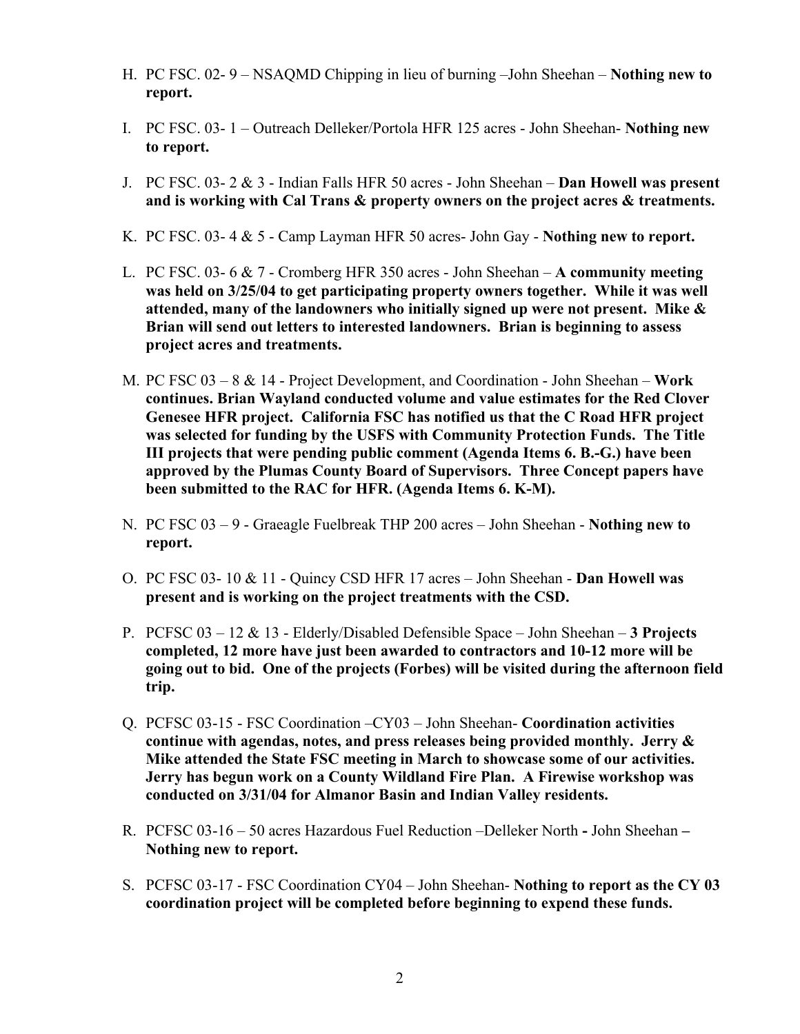H. PC FSC. 02- 9 – NSAQMD Chipping in lieu of burning –John Sheehan – **Nothing new to report.**

I. PC FSC. 03- 1 – Outreach Delleker/Portola HFR 125 acres - John Sheehan- **Nothing new to report.**

J. PC FSC. 03- 2 & 3 - Indian Falls HFR 50 acres - John Sheehan – **Dan Howell was present and is working with Cal Trans & property owners on the project acres & treatments.**

K. PC FSC. 03- 4 & 5 - Camp Layman HFR 50 acres- John Gay - **Nothing new to report.**

L. PC FSC. 03- 6 & 7 - Cromberg HFR 350 acres - John Sheehan – **A community meeting was held on 3/25/04 to get participating property owners together. While it was well attended, many of the landowners who initially signed up were not present. Mike & Brian will send out letters to interested landowners. Brian is beginning to assess project acres and treatments.**

M. PC FSC 03 – 8 & 14 - Project Development, and Coordination - John Sheehan – **Work continues. Brian Wayland conducted volume and value estimates for the Red Clover Genesee HFR project. California FSC has notified us that the C Road HFR project was selected for funding by the USFS with Community Protection Funds. The Title III projects that were pending public comment (Agenda Items 6. B.-G.) have been approved by the Plumas County Board of Supervisors. Three Concept papers have been submitted to the RAC for HFR. (Agenda Items 6. K-M).**

N. PC FSC 03 – 9 - Graeagle Fuelbreak THP 200 acres – John Sheehan - **Nothing new to report.**

O. PC FSC 03- 10 & 11 - Quincy CSD HFR 17 acres – John Sheehan - **Dan Howell was present and is working on the project treatments with the CSD.**

P. PCFSC 03 – 12 & 13 - Elderly/Disabled Defensible Space – John Sheehan – **3 Projects completed, 12 more have just been awarded to contractors and 10-12 more will be going out to bid. One of the projects (Forbes) will be visited during the afternoon field trip.**

Q. PCFSC 03-15 - FSC Coordination –CY03 – John Sheehan- **Coordination activities continue with agendas, notes, and press releases being provided monthly. Jerry & Mike attended the State FSC meeting in March to showcase some of our activities. Jerry has begun work on a County Wildland Fire Plan. A Firewise workshop was conducted on 3/31/04 for Almanor Basin and Indian Valley residents.**

R. PCFSC 03-16 – 50 acres Hazardous Fuel Reduction –Delleker North **-** John Sheehan **– Nothing new to report.**

S. PCFSC 03-17 - FSC Coordination CY04 – John Sheehan- **Nothing to report as the CY 03 coordination project will be completed before beginning to expend these funds.**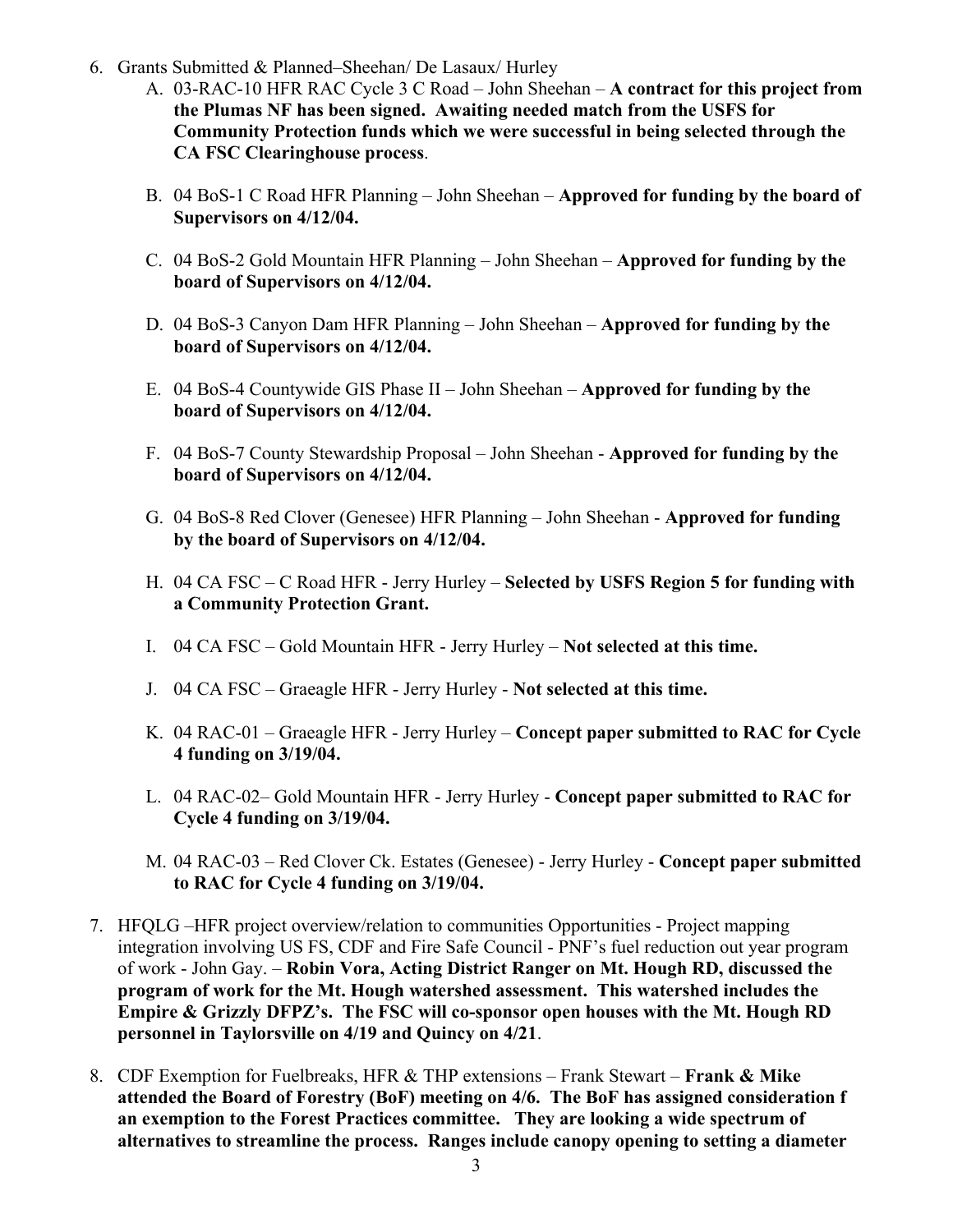6. Grants Submitted & Planned–Sheehan/ De Lasaux/ Hurley
   A. 03-RAC-10 HFR RAC Cycle 3 C Road – John Sheehan – **A contract for this project from the Plumas NF has been signed. Awaiting needed match from the USFS for Community Protection funds which we were successful in being selected through the CA FSC Clearinghouse process**.

   B. 04 BoS-1 C Road HFR Planning – John Sheehan – **Approved for funding by the board of Supervisors on 4/12/04.**

   C. 04 BoS-2 Gold Mountain HFR Planning – John Sheehan – **Approved for funding by the board of Supervisors on 4/12/04.**

   D. 04 BoS-3 Canyon Dam HFR Planning – John Sheehan – **Approved for funding by the board of Supervisors on 4/12/04.**

   E. 04 BoS-4 Countywide GIS Phase II – John Sheehan – **Approved for funding by the board of Supervisors on 4/12/04.**

   F. 04 BoS-7 County Stewardship Proposal – John Sheehan - **Approved for funding by the board of Supervisors on 4/12/04.**

   G. 04 BoS-8 Red Clover (Genesee) HFR Planning – John Sheehan - **Approved for funding by the board of Supervisors on 4/12/04.**

   H. 04 CA FSC – C Road HFR - Jerry Hurley – **Selected by USFS Region 5 for funding with a Community Protection Grant.**

   I. 04 CA FSC – Gold Mountain HFR - Jerry Hurley – **Not selected at this time.**

   J. 04 CA FSC – Graeagle HFR - Jerry Hurley - **Not selected at this time.**

   K. 04 RAC-01 – Graeagle HFR - Jerry Hurley – **Concept paper submitted to RAC for Cycle 4 funding on 3/19/04.**

   L. 04 RAC-02– Gold Mountain HFR - Jerry Hurley - **Concept paper submitted to RAC for Cycle 4 funding on 3/19/04.**

   M. 04 RAC-03 – Red Clover Ck. Estates (Genesee) - Jerry Hurley - **Concept paper submitted to RAC for Cycle 4 funding on 3/19/04.**

7. HFQLG –HFR project overview/relation to communities Opportunities - Project mapping integration involving US FS, CDF and Fire Safe Council - PNF's fuel reduction out year program of work - John Gay. – **Robin Vora, Acting District Ranger on Mt. Hough RD, discussed the program of work for the Mt. Hough watershed assessment. This watershed includes the Empire & Grizzly DFPZ's. The FSC will co-sponsor open houses with the Mt. Hough RD personnel in Taylorsville on 4/19 and Quincy on 4/21**.

8. CDF Exemption for Fuelbreaks, HFR & THP extensions – Frank Stewart – **Frank & Mike attended the Board of Forestry (BoF) meeting on 4/6. The BoF has assigned consideration f an exemption to the Forest Practices committee. They are looking a wide spectrum of alternatives to streamline the process. Ranges include canopy opening to setting a diameter**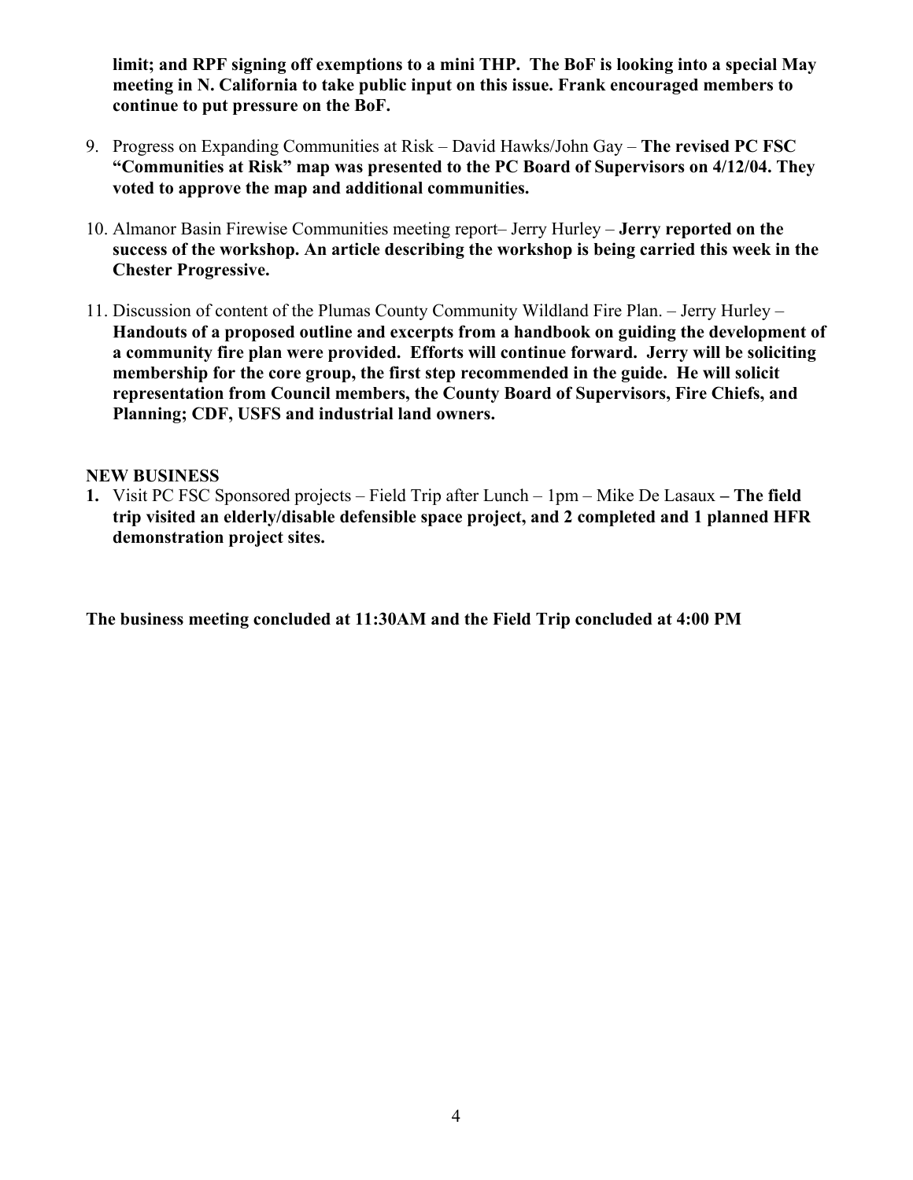**limit; and RPF signing off exemptions to a mini THP. The BoF is looking into a special May meeting in N. California to take public input on this issue. Frank encouraged members to continue to put pressure on the BoF.**

9. Progress on Expanding Communities at Risk – David Hawks/John Gay – **The revised PC FSC "Communities at Risk" map was presented to the PC Board of Supervisors on 4/12/04. They voted to approve the map and additional communities.**

10. Almanor Basin Firewise Communities meeting report– Jerry Hurley – **Jerry reported on the success of the workshop. An article describing the workshop is being carried this week in the Chester Progressive.**

11. Discussion of content of the Plumas County Community Wildland Fire Plan. – Jerry Hurley – **Handouts of a proposed outline and excerpts from a handbook on guiding the development of a community fire plan were provided. Efforts will continue forward. Jerry will be soliciting membership for the core group, the first step recommended in the guide. He will solicit representation from Council members, the County Board of Supervisors, Fire Chiefs, and Planning; CDF, USFS and industrial land owners.**

**NEW BUSINESS**

**1.** Visit PC FSC Sponsored projects – Field Trip after Lunch – 1pm – Mike De Lasaux **– The field trip visited an elderly/disable defensible space project, and 2 completed and 1 planned HFR demonstration project sites.**

**The business meeting concluded at 11:30AM and the Field Trip concluded at 4:00 PM**